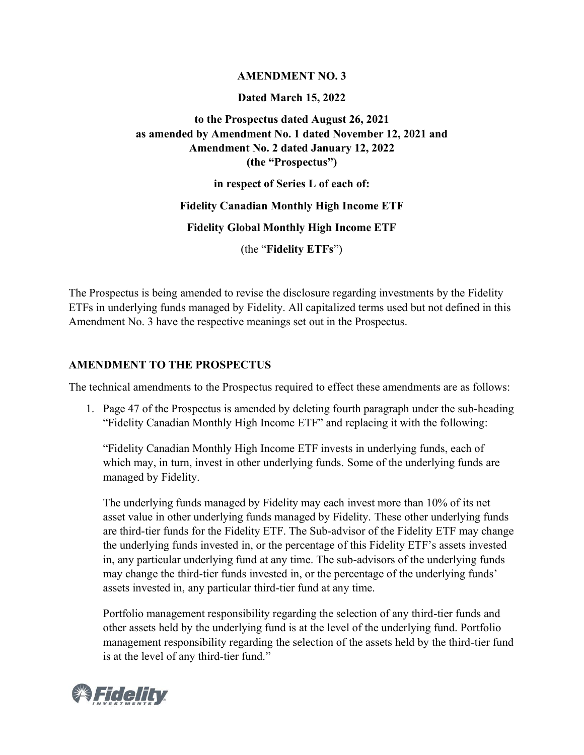**AMENDMENT NO. 3**

**Dated March 15, 2022**

**to the Prospectus dated August 26, 2021 as amended by Amendment No. 1 dated November 12, 2021 and Amendment No. 2 dated January 12, 2022 (the "Prospectus")**

**in respect of Series L of each of:**

**Fidelity Canadian Monthly High Income ETF**

**Fidelity Global Monthly High Income ETF**

(the "**Fidelity ETFs**")

The Prospectus is being amended to revise the disclosure regarding investments by the Fidelity ETFs in underlying funds managed by Fidelity. All capitalized terms used but not defined in this Amendment No. 3 have the respective meanings set out in the Prospectus.

## AMENDMENT TO THE PROSPECTUS

The technical amendments to the Prospectus required to effect these amendments are as follows:

1. Page 47 of the Prospectus is amended by deleting fourth paragraph under the sub-heading "Fidelity Canadian Monthly High Income ETF" and replacing it with the following:

   "Fidelity Canadian Monthly High Income ETF invests in underlying funds, each of which may, in turn, invest in other underlying funds. Some of the underlying funds are managed by Fidelity.

   The underlying funds managed by Fidelity may each invest more than 10% of its net asset value in other underlying funds managed by Fidelity. These other underlying funds are third-tier funds for the Fidelity ETF. The Sub-advisor of the Fidelity ETF may change the underlying funds invested in, or the percentage of this Fidelity ETF's assets invested in, any particular underlying fund at any time. The sub-advisors of the underlying funds may change the third-tier funds invested in, or the percentage of the underlying funds' assets invested in, any particular third-tier fund at any time.

   Portfolio management responsibility regarding the selection of any third-tier funds and other assets held by the underlying fund is at the level of the underlying fund. Portfolio management responsibility regarding the selection of the assets held by the third-tier fund is at the level of any third-tier fund."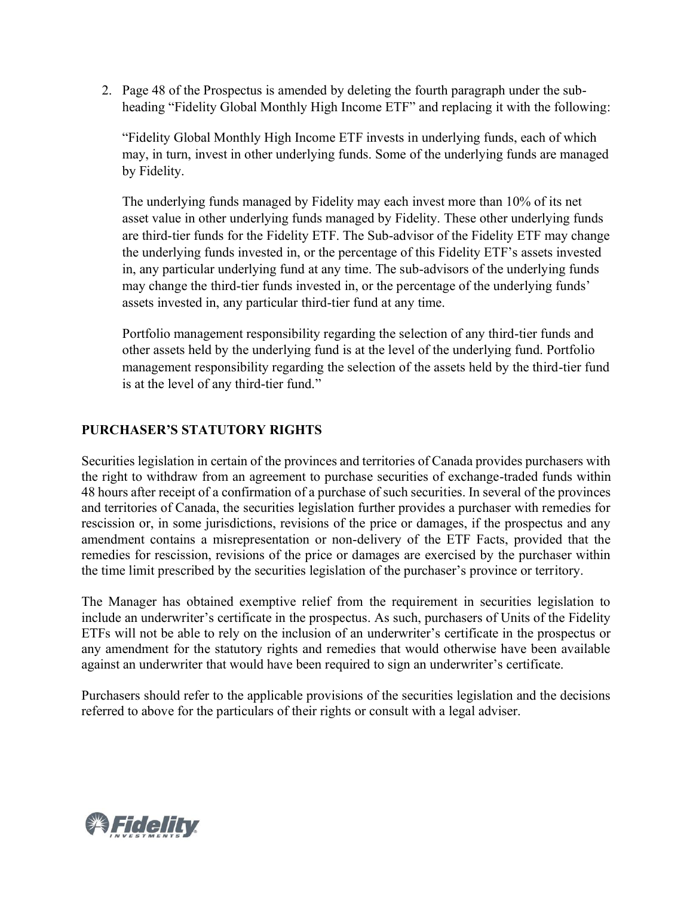2. Page 48 of the Prospectus is amended by deleting the fourth paragraph under the sub-heading "Fidelity Global Monthly High Income ETF" and replacing it with the following:

   "Fidelity Global Monthly High Income ETF invests in underlying funds, each of which may, in turn, invest in other underlying funds. Some of the underlying funds are managed by Fidelity.

   The underlying funds managed by Fidelity may each invest more than 10% of its net asset value in other underlying funds managed by Fidelity. These other underlying funds are third-tier funds for the Fidelity ETF. The Sub-advisor of the Fidelity ETF may change the underlying funds invested in, or the percentage of this Fidelity ETF's assets invested in, any particular underlying fund at any time. The sub-advisors of the underlying funds may change the third-tier funds invested in, or the percentage of the underlying funds' assets invested in, any particular third-tier fund at any time.

   Portfolio management responsibility regarding the selection of any third-tier funds and other assets held by the underlying fund is at the level of the underlying fund. Portfolio management responsibility regarding the selection of the assets held by the third-tier fund is at the level of any third-tier fund."

## PURCHASER'S STATUTORY RIGHTS

Securities legislation in certain of the provinces and territories of Canada provides purchasers with the right to withdraw from an agreement to purchase securities of exchange-traded funds within 48 hours after receipt of a confirmation of a purchase of such securities. In several of the provinces and territories of Canada, the securities legislation further provides a purchaser with remedies for rescission or, in some jurisdictions, revisions of the price or damages, if the prospectus and any amendment contains a misrepresentation or non-delivery of the ETF Facts, provided that the remedies for rescission, revisions of the price or damages are exercised by the purchaser within the time limit prescribed by the securities legislation of the purchaser's province or territory.

The Manager has obtained exemptive relief from the requirement in securities legislation to include an underwriter's certificate in the prospectus. As such, purchasers of Units of the Fidelity ETFs will not be able to rely on the inclusion of an underwriter's certificate in the prospectus or any amendment for the statutory rights and remedies that would otherwise have been available against an underwriter that would have been required to sign an underwriter's certificate.

Purchasers should refer to the applicable provisions of the securities legislation and the decisions referred to above for the particulars of their rights or consult with a legal adviser.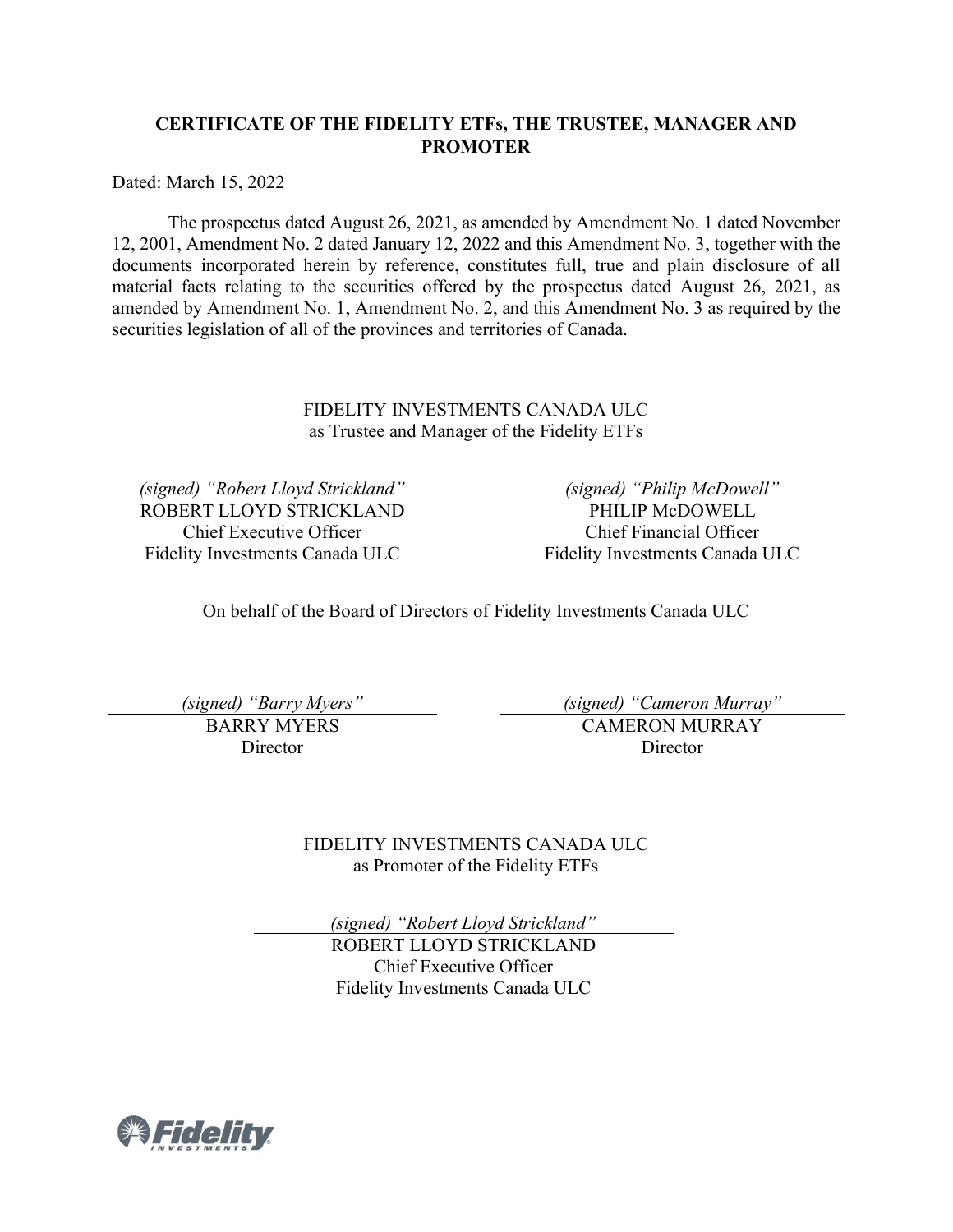**CERTIFICATE OF THE FIDELITY ETFs, THE TRUSTEE, MANAGER AND PROMOTER**

Dated: March 15, 2022

The prospectus dated August 26, 2021, as amended by Amendment No. 1 dated November 12, 2001, Amendment No. 2 dated January 12, 2022 and this Amendment No. 3, together with the documents incorporated herein by reference, constitutes full, true and plain disclosure of all material facts relating to the securities offered by the prospectus dated August 26, 2021, as amended by Amendment No. 1, Amendment No. 2, and this Amendment No. 3 as required by the securities legislation of all of the provinces and territories of Canada.

FIDELITY INVESTMENTS CANADA ULC
as Trustee and Manager of the Fidelity ETFs

*(signed) "Robert Lloyd Strickland"*
ROBERT LLOYD STRICKLAND
Chief Executive Officer
Fidelity Investments Canada ULC

*(signed) "Philip McDowell"*
PHILIP McDOWELL
Chief Financial Officer
Fidelity Investments Canada ULC

On behalf of the Board of Directors of Fidelity Investments Canada ULC

*(signed) "Barry Myers"*
BARRY MYERS
Director

*(signed) "Cameron Murray"*
CAMERON MURRAY
Director

FIDELITY INVESTMENTS CANADA ULC
as Promoter of the Fidelity ETFs

*(signed) "Robert Lloyd Strickland"*
ROBERT LLOYD STRICKLAND
Chief Executive Officer
Fidelity Investments Canada ULC